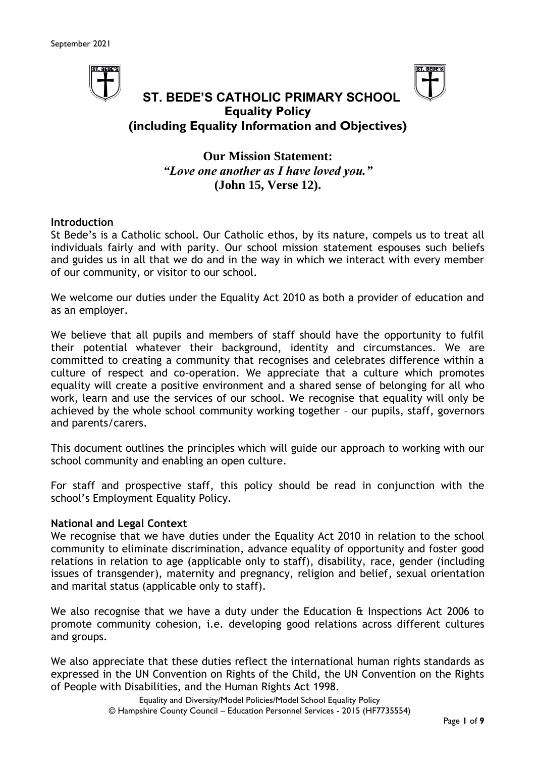September 2021

# ST. BEDE'S CATHOLIC PRIMARY SCHOOL

## Equality Policy
## (including Equality Information and Objectives)

**Our Mission Statement:**
***"Love one another as I have loved you."***
**(John 15, Verse 12).**

### Introduction

St Bede's is a Catholic school. Our Catholic ethos, by its nature, compels us to treat all individuals fairly and with parity. Our school mission statement espouses such beliefs and guides us in all that we do and in the way in which we interact with every member of our community, or visitor to our school.

We welcome our duties under the Equality Act 2010 as both a provider of education and as an employer.

We believe that all pupils and members of staff should have the opportunity to fulfil their potential whatever their background, identity and circumstances. We are committed to creating a community that recognises and celebrates difference within a culture of respect and co-operation. We appreciate that a culture which promotes equality will create a positive environment and a shared sense of belonging for all who work, learn and use the services of our school. We recognise that equality will only be achieved by the whole school community working together – our pupils, staff, governors and parents/carers.

This document outlines the principles which will guide our approach to working with our school community and enabling an open culture.

For staff and prospective staff, this policy should be read in conjunction with the school's Employment Equality Policy.

### National and Legal Context

We recognise that we have duties under the Equality Act 2010 in relation to the school community to eliminate discrimination, advance equality of opportunity and foster good relations in relation to age (applicable only to staff), disability, race, gender (including issues of transgender), maternity and pregnancy, religion and belief, sexual orientation and marital status (applicable only to staff).

We also recognise that we have a duty under the Education & Inspections Act 2006 to promote community cohesion, i.e. developing good relations across different cultures and groups.

We also appreciate that these duties reflect the international human rights standards as expressed in the UN Convention on Rights of the Child, the UN Convention on the Rights of People with Disabilities, and the Human Rights Act 1998.

Equality and Diversity/Model Policies/Model School Equality Policy
© Hampshire County Council – Education Personnel Services - 2015 (HF7735554)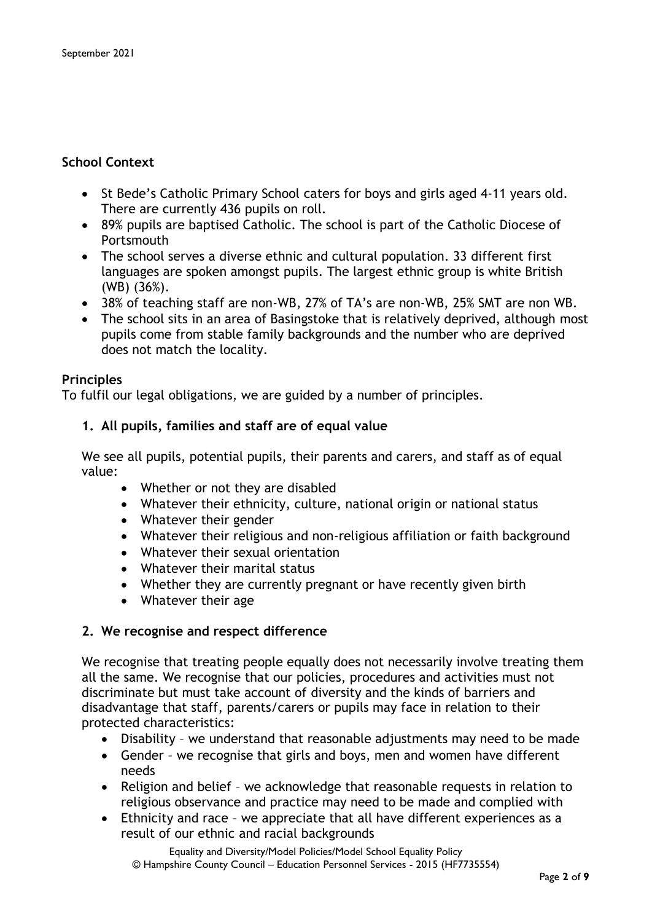### School Context

- St Bede's Catholic Primary School caters for boys and girls aged 4-11 years old. There are currently 436 pupils on roll.
- 89% pupils are baptised Catholic. The school is part of the Catholic Diocese of Portsmouth
- The school serves a diverse ethnic and cultural population. 33 different first languages are spoken amongst pupils. The largest ethnic group is white British (WB) (36%).
- 38% of teaching staff are non-WB, 27% of TA's are non-WB, 25% SMT are non WB.
- The school sits in an area of Basingstoke that is relatively deprived, although most pupils come from stable family backgrounds and the number who are deprived does not match the locality.

### Principles

To fulfil our legal obligations, we are guided by a number of principles.

#### 1. All pupils, families and staff are of equal value

We see all pupils, potential pupils, their parents and carers, and staff as of equal value:

- Whether or not they are disabled
- Whatever their ethnicity, culture, national origin or national status
- Whatever their gender
- Whatever their religious and non-religious affiliation or faith background
- Whatever their sexual orientation
- Whatever their marital status
- Whether they are currently pregnant or have recently given birth
- Whatever their age

#### 2. We recognise and respect difference

We recognise that treating people equally does not necessarily involve treating them all the same. We recognise that our policies, procedures and activities must not discriminate but must take account of diversity and the kinds of barriers and disadvantage that staff, parents/carers or pupils may face in relation to their protected characteristics:

- Disability – we understand that reasonable adjustments may need to be made
- Gender – we recognise that girls and boys, men and women have different needs
- Religion and belief – we acknowledge that reasonable requests in relation to religious observance and practice may need to be made and complied with
- Ethnicity and race – we appreciate that all have different experiences as a result of our ethnic and racial backgrounds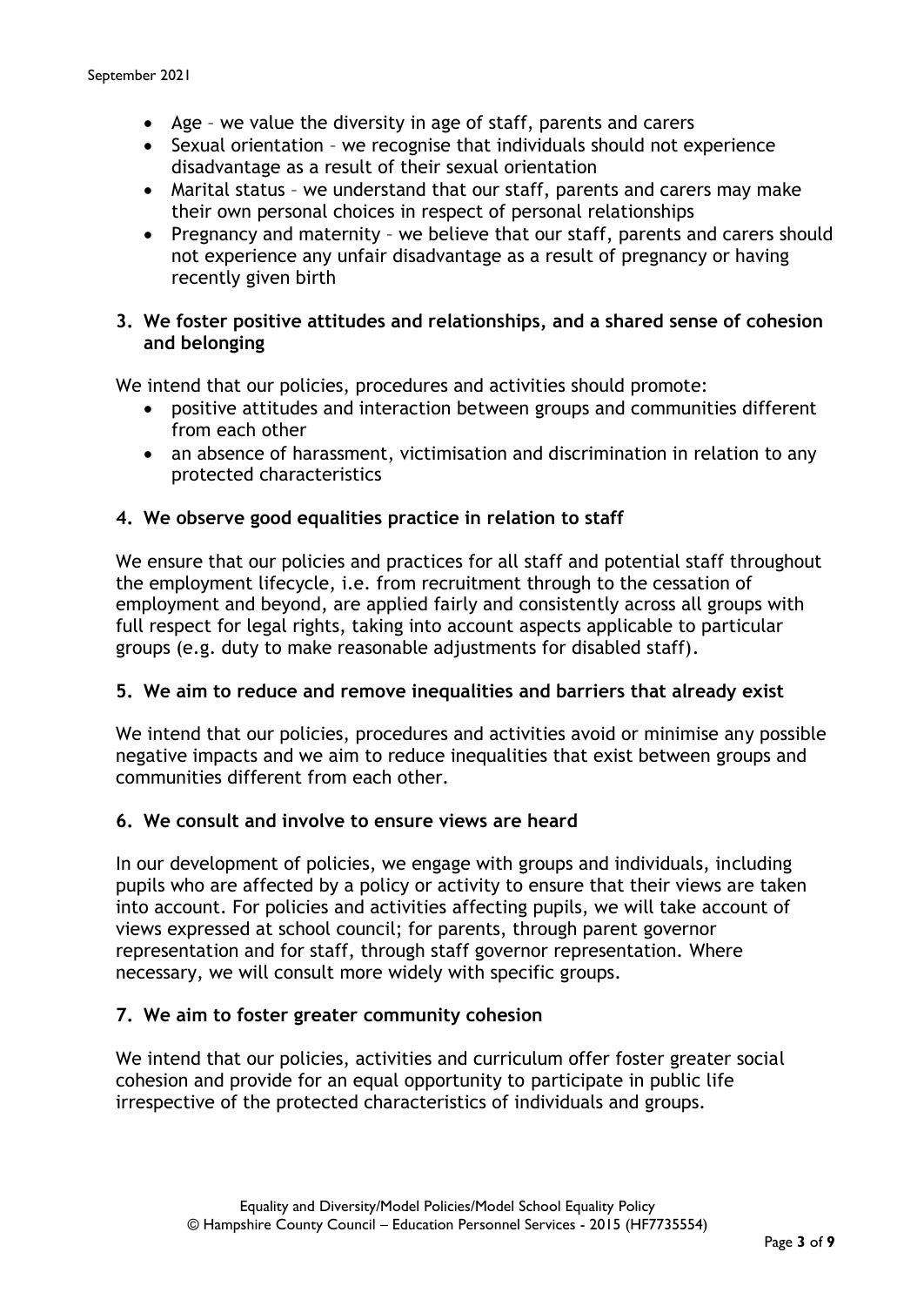- Age – we value the diversity in age of staff, parents and carers
- Sexual orientation – we recognise that individuals should not experience disadvantage as a result of their sexual orientation
- Marital status – we understand that our staff, parents and carers may make their own personal choices in respect of personal relationships
- Pregnancy and maternity – we believe that our staff, parents and carers should not experience any unfair disadvantage as a result of pregnancy or having recently given birth

**3. We foster positive attitudes and relationships, and a shared sense of cohesion and belonging**

We intend that our policies, procedures and activities should promote:

- positive attitudes and interaction between groups and communities different from each other
- an absence of harassment, victimisation and discrimination in relation to any protected characteristics

**4. We observe good equalities practice in relation to staff**

We ensure that our policies and practices for all staff and potential staff throughout the employment lifecycle, i.e. from recruitment through to the cessation of employment and beyond, are applied fairly and consistently across all groups with full respect for legal rights, taking into account aspects applicable to particular groups (e.g. duty to make reasonable adjustments for disabled staff).

**5. We aim to reduce and remove inequalities and barriers that already exist**

We intend that our policies, procedures and activities avoid or minimise any possible negative impacts and we aim to reduce inequalities that exist between groups and communities different from each other.

**6. We consult and involve to ensure views are heard**

In our development of policies, we engage with groups and individuals, including pupils who are affected by a policy or activity to ensure that their views are taken into account. For policies and activities affecting pupils, we will take account of views expressed at school council; for parents, through parent governor representation and for staff, through staff governor representation. Where necessary, we will consult more widely with specific groups.

**7. We aim to foster greater community cohesion**

We intend that our policies, activities and curriculum offer foster greater social cohesion and provide for an equal opportunity to participate in public life irrespective of the protected characteristics of individuals and groups.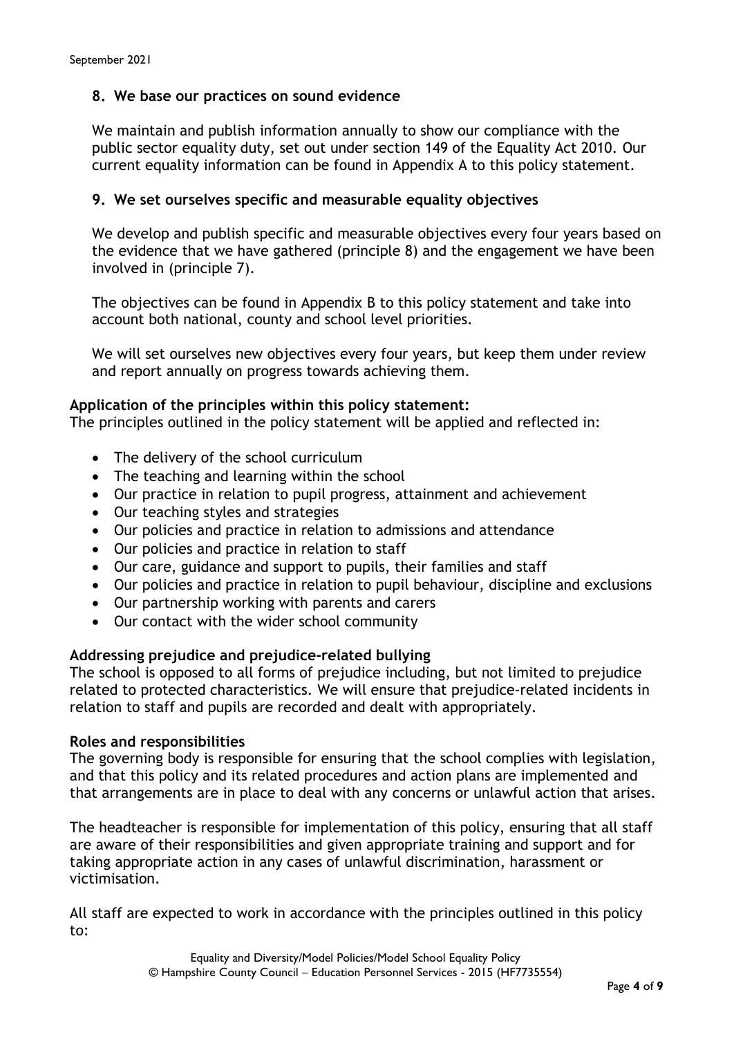### 8. We base our practices on sound evidence

We maintain and publish information annually to show our compliance with the public sector equality duty, set out under section 149 of the Equality Act 2010. Our current equality information can be found in Appendix A to this policy statement.

### 9. We set ourselves specific and measurable equality objectives

We develop and publish specific and measurable objectives every four years based on the evidence that we have gathered (principle 8) and the engagement we have been involved in (principle 7).

The objectives can be found in Appendix B to this policy statement and take into account both national, county and school level priorities.

We will set ourselves new objectives every four years, but keep them under review and report annually on progress towards achieving them.

**Application of the principles within this policy statement:**
The principles outlined in the policy statement will be applied and reflected in:

- The delivery of the school curriculum
- The teaching and learning within the school
- Our practice in relation to pupil progress, attainment and achievement
- Our teaching styles and strategies
- Our policies and practice in relation to admissions and attendance
- Our policies and practice in relation to staff
- Our care, guidance and support to pupils, their families and staff
- Our policies and practice in relation to pupil behaviour, discipline and exclusions
- Our partnership working with parents and carers
- Our contact with the wider school community

**Addressing prejudice and prejudice-related bullying**
The school is opposed to all forms of prejudice including, but not limited to prejudice related to protected characteristics. We will ensure that prejudice-related incidents in relation to staff and pupils are recorded and dealt with appropriately.

**Roles and responsibilities**
The governing body is responsible for ensuring that the school complies with legislation, and that this policy and its related procedures and action plans are implemented and that arrangements are in place to deal with any concerns or unlawful action that arises.

The headteacher is responsible for implementation of this policy, ensuring that all staff are aware of their responsibilities and given appropriate training and support and for taking appropriate action in any cases of unlawful discrimination, harassment or victimisation.

All staff are expected to work in accordance with the principles outlined in this policy to: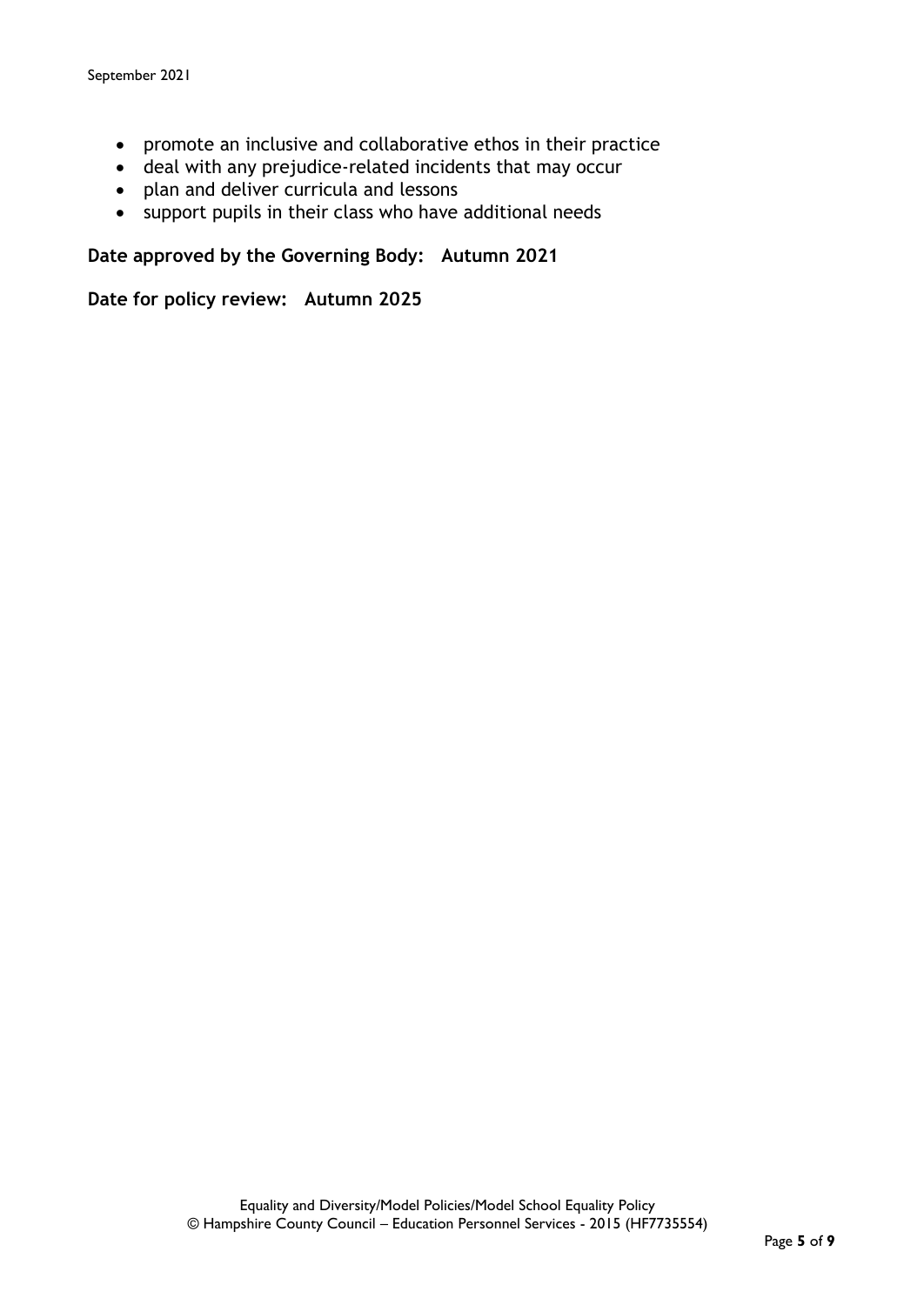- promote an inclusive and collaborative ethos in their practice
- deal with any prejudice-related incidents that may occur
- plan and deliver curricula and lessons
- support pupils in their class who have additional needs

**Date approved by the Governing Body: Autumn 2021**

**Date for policy review: Autumn 2025**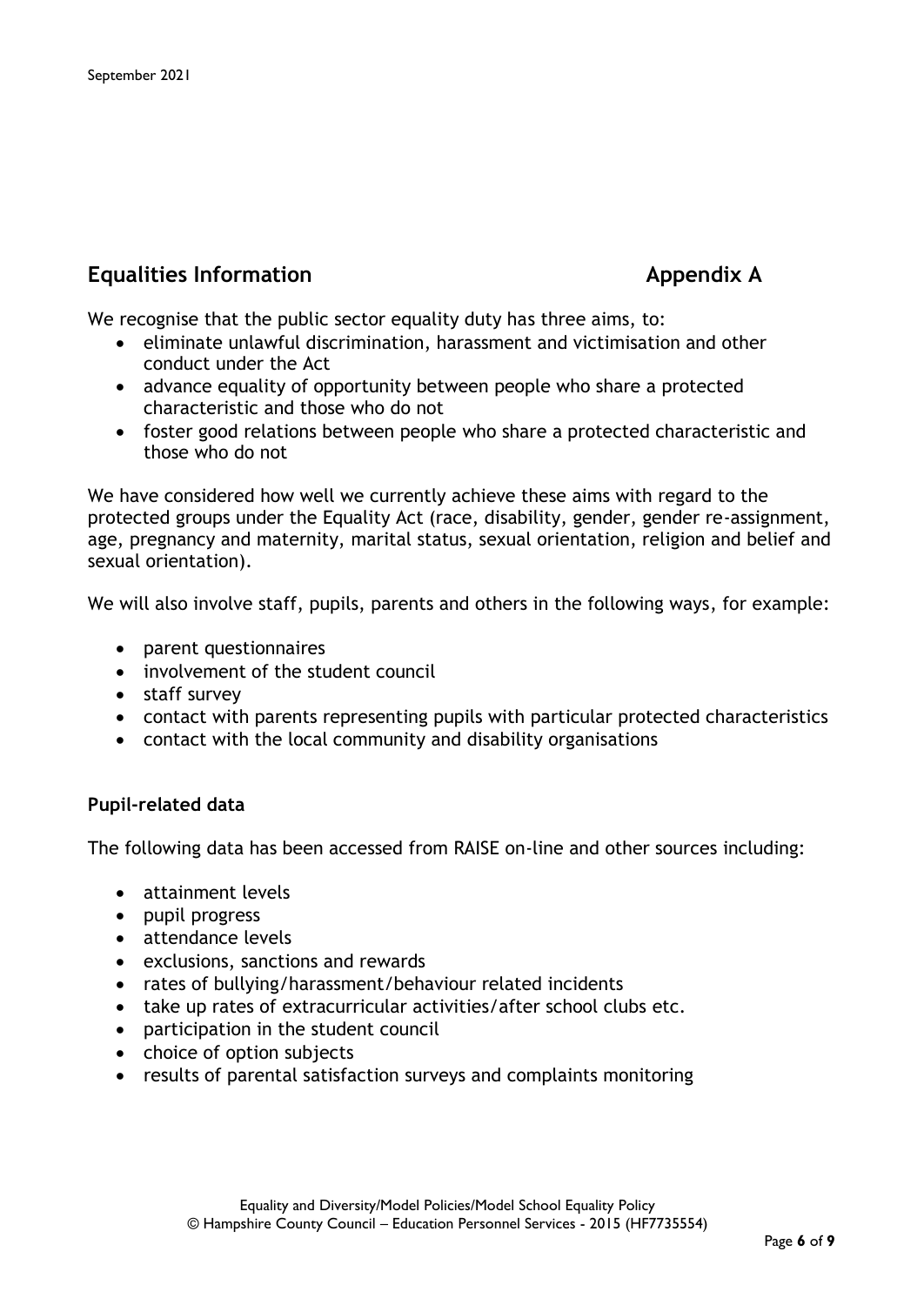## Equalities Information — Appendix A

We recognise that the public sector equality duty has three aims, to:

- eliminate unlawful discrimination, harassment and victimisation and other conduct under the Act
- advance equality of opportunity between people who share a protected characteristic and those who do not
- foster good relations between people who share a protected characteristic and those who do not

We have considered how well we currently achieve these aims with regard to the protected groups under the Equality Act (race, disability, gender, gender re-assignment, age, pregnancy and maternity, marital status, sexual orientation, religion and belief and sexual orientation).

We will also involve staff, pupils, parents and others in the following ways, for example:

- parent questionnaires
- involvement of the student council
- staff survey
- contact with parents representing pupils with particular protected characteristics
- contact with the local community and disability organisations

### Pupil-related data

The following data has been accessed from RAISE on-line and other sources including:

- attainment levels
- pupil progress
- attendance levels
- exclusions, sanctions and rewards
- rates of bullying/harassment/behaviour related incidents
- take up rates of extracurricular activities/after school clubs etc.
- participation in the student council
- choice of option subjects
- results of parental satisfaction surveys and complaints monitoring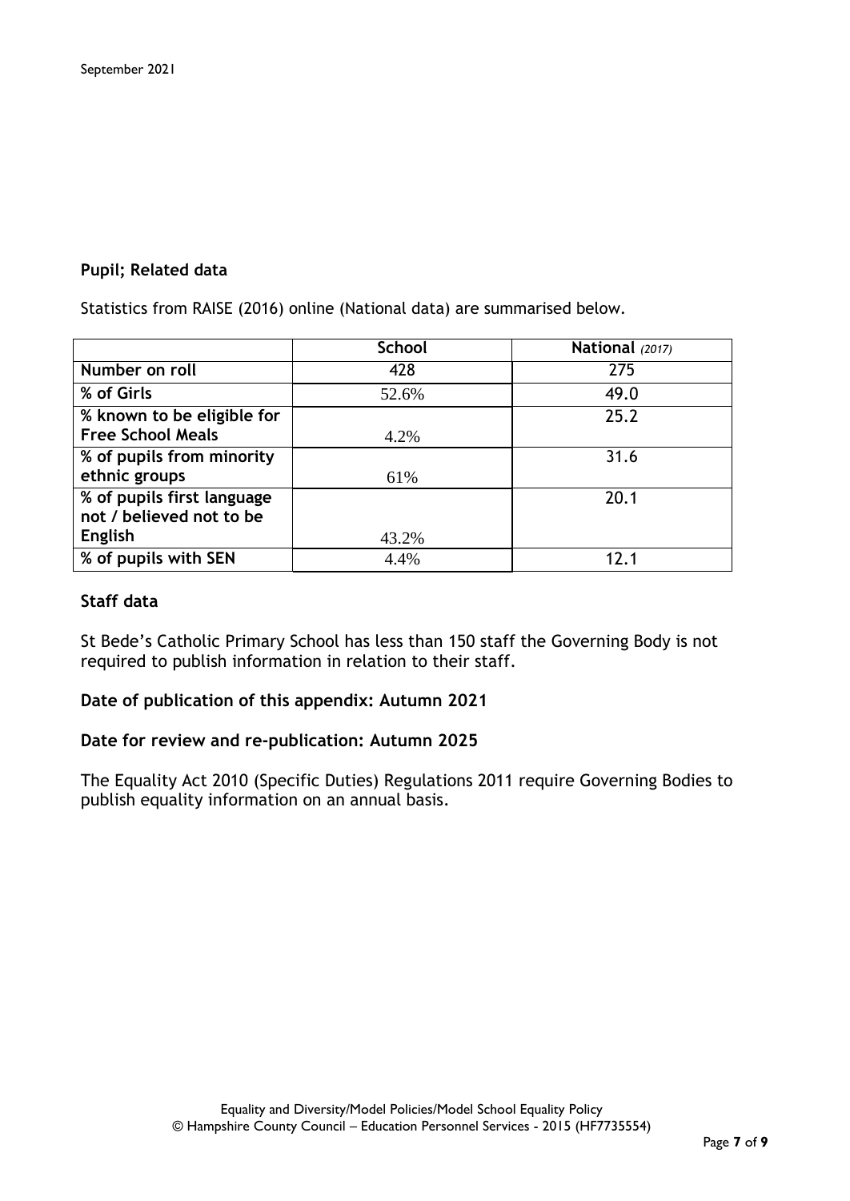**Pupil; Related data**

Statistics from RAISE (2016) online (National data) are summarised below.

| | School | National *(2017)* |
|---|---|---|
| **Number on roll** | 428 | 275 |
| **% of Girls** | 52.6% | 49.0 |
| **% known to be eligible for Free School Meals** | 4.2% | 25.2 |
| **% of pupils from minority ethnic groups** | 61% | 31.6 |
| **% of pupils first language not / believed not to be English** | 43.2% | 20.1 |
| **% of pupils with SEN** | 4.4% | 12.1 |

**Staff data**

St Bede's Catholic Primary School has less than 150 staff the Governing Body is not required to publish information in relation to their staff.

**Date of publication of this appendix: Autumn 2021**

**Date for review and re-publication: Autumn 2025**

The Equality Act 2010 (Specific Duties) Regulations 2011 require Governing Bodies to publish equality information on an annual basis.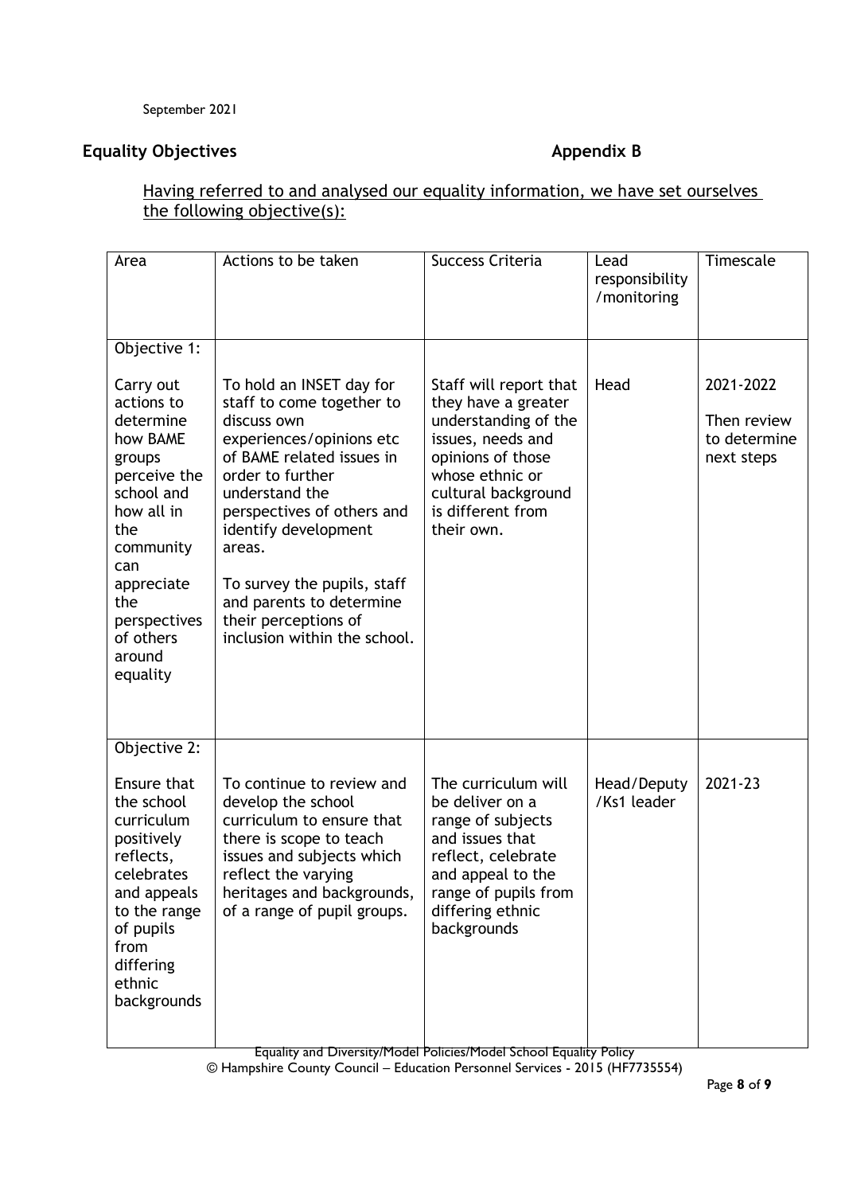September 2021

## Equality Objectives  Appendix B

Having referred to and analysed our equality information, we have set ourselves the following objective(s):

| Area | Actions to be taken | Success Criteria | Lead responsibility /monitoring | Timescale |
|---|---|---|---|---|
| Objective 1:<br><br>Carry out actions to determine how BAME groups perceive the school and how all in the community can appreciate the perspectives of others around equality | To hold an INSET day for staff to come together to discuss own experiences/opinions etc of BAME related issues in order to further understand the perspectives of others and identify development areas.<br><br>To survey the pupils, staff and parents to determine their perceptions of inclusion within the school. | Staff will report that they have a greater understanding of the issues, needs and opinions of those whose ethnic or cultural background is different from their own. | Head | 2021-2022<br><br>Then review to determine next steps |
| Objective 2:<br><br>Ensure that the school curriculum positively reflects, celebrates and appeals to the range of pupils from differing ethnic backgrounds | To continue to review and develop the school curriculum to ensure that there is scope to teach issues and subjects which reflect the varying heritages and backgrounds, of a range of pupil groups. | The curriculum will be deliver on a range of subjects and issues that reflect, celebrate and appeal to the range of pupils from differing ethnic backgrounds | Head/Deputy /Ks1 leader | 2021-23 |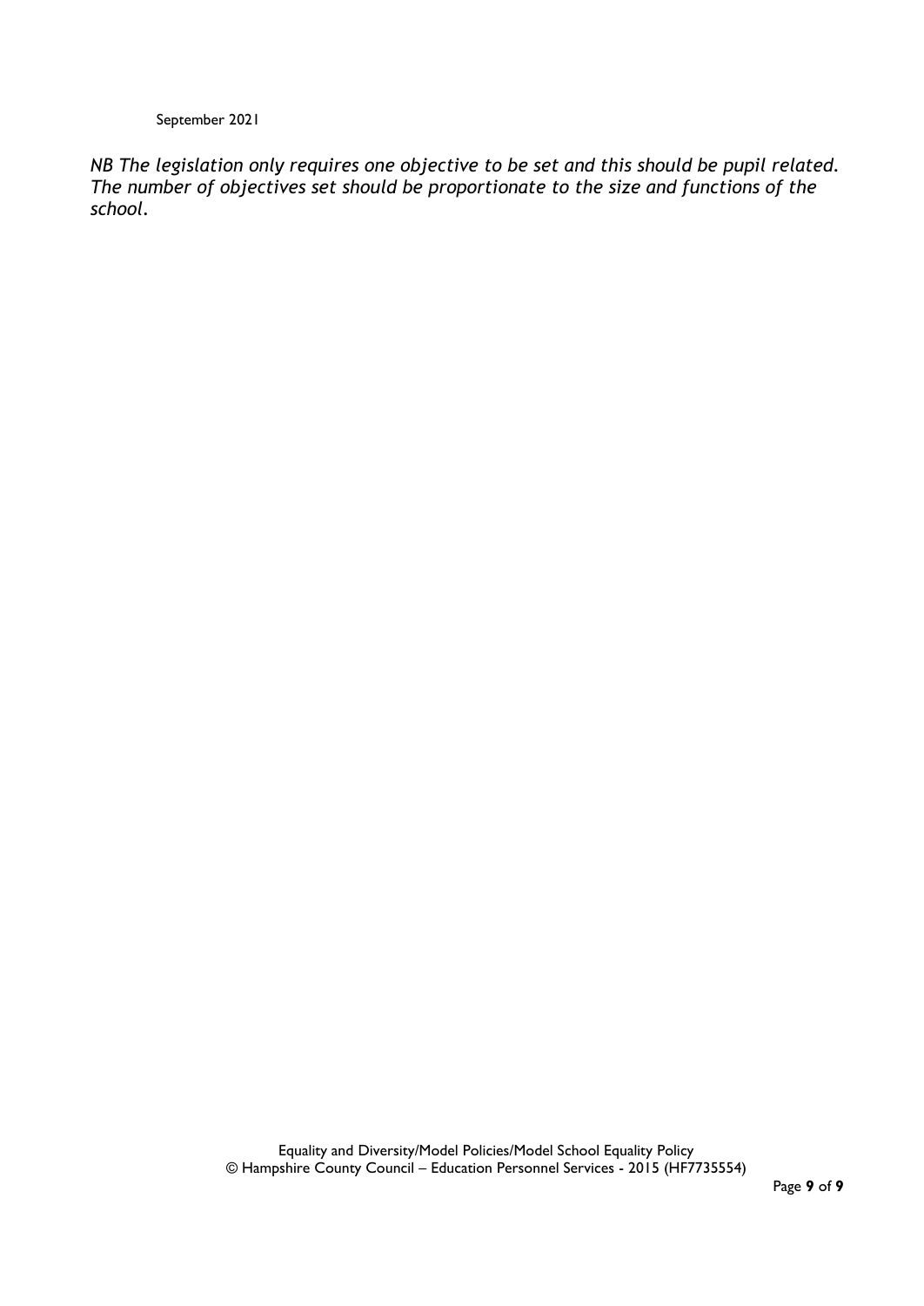September 2021

*NB The legislation only requires one objective to be set and this should be pupil related. The number of objectives set should be proportionate to the size and functions of the school.*